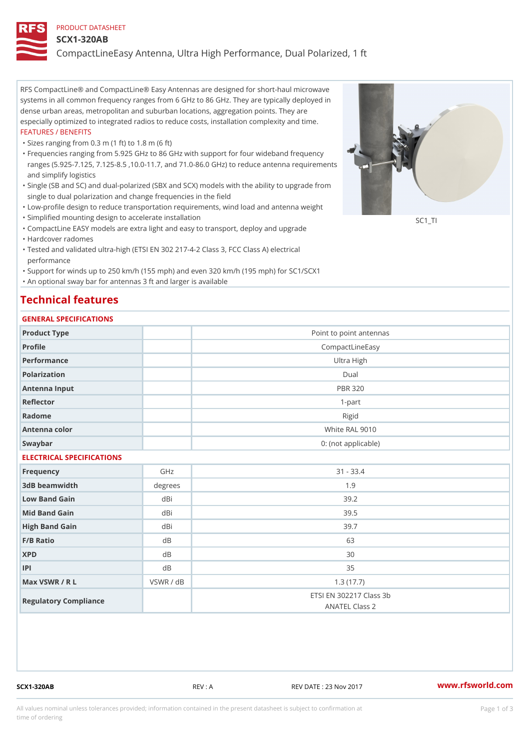PRODUCT DATASHEET

# SCX1-320AB

## CompactLineEasy Antenna, Ultra High Performance, Dual Polarized, 1 ft

RFS CompactLine® and CompactLine® Easy Antennas are designed for short-haul microwave systems in all common frequency ranges from 6 GHz to 86 GHz. They are typically deployed in dense urban areas, metropolitan and suburban locations, aggregation points. They are especially optimized to integrated radios to reduce costs, installation complexity and time.

FEATURES / BENEFITS

- Sizes ranging from 0.3 m (1 ft) to 1.8 m (6 ft)
- Frequencies ranging from 5.925 GHz to 86 GHz with support for four wideband frequency ranges (5.925-7.125, 7.125-8.5 ,10.0-11.7, and 71.0-86.0 GHz) to reduce antenna requirements and simplify logistics
- Single (SB and SC) and dual-polarized (SBX and SCX) models with the ability to upgrade from single to dual polarization and change frequencies in the field
- Low-profile design to reduce transportation requirements, wind load and antenna weight
- Simplified mounting design to accelerate installation
- CompactLine EASY models are extra light and easy to transport, deploy and upgrade
- Hardcover radomes
- Tested and validated ultra-high (ETSI EN 302 217-4-2 Class 3, FCC Class A) electrical performance
- Support for winds up to 250 km/h (155 mph) and even 320 km/h (195 mph) for SC1/SCX1
- An optional sway bar for antennas 3 ft and larger is available

SC1_TI

## Technical features

### GENERAL SPECIFICATIONS

| | | |
|---|---|---|
| Product Type | | Point to point antennas |
| Profile | | CompactLineEasy |
| Performance | | Ultra High |
| Polarization | | Dual |
| Antenna Input | | PBR 320 |
| Reflector | | 1-part |
| Radome | | Rigid |
| Antenna color | | White RAL 9010 |
| Swaybar | | 0: (not applicable) |

### ELECTRICAL SPECIFICATIONS

| | | |
|---|---|---|
| Frequency | GHz | 31 - 33.4 |
| 3dB beamwidth | degrees | 1.9 |
| Low Band Gain | dBi | 39.2 |
| Mid Band Gain | dBi | 39.5 |
| High Band Gain | dBi | 39.7 |
| F/B Ratio | dB | 63 |
| XPD | dB | 30 |
| IPI | dB | 35 |
| Max VSWR / R L | VSWR / dB | 1.3 (17.7) |
| Regulatory Compliance | | ETSI EN 302217 Class 3b<br>ANATEL Class 2 |

SCX1-320AB REV : A REV DATE : 23 Nov 2017 www.rfsworld.com

All values nominal unless tolerances provided; information contained in the present datasheet is subject to confirmation at time of ordering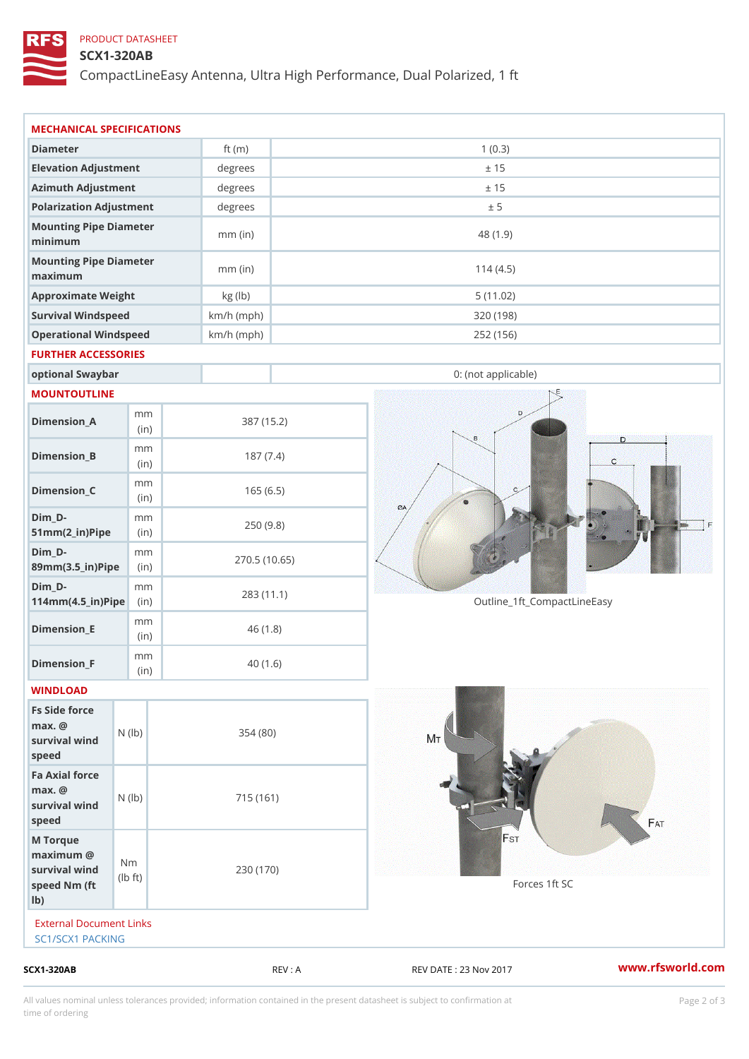PRODUCT DATASHEET

# SCX1-320AB

CompactLineEasy Antenna, Ultra High Performance, Dual Polarized, 1 ft

## MECHANICAL SPECIFICATIONS

| | | |
|---|---|---|
| **Diameter** | ft (m) | 1 (0.3) |
| **Elevation Adjustment** | degrees | ± 15 |
| **Azimuth Adjustment** | degrees | ± 15 |
| **Polarization Adjustment** | degrees | ± 5 |
| **Mounting Pipe Diameter minimum** | mm (in) | 48 (1.9) |
| **Mounting Pipe Diameter maximum** | mm (in) | 114 (4.5) |
| **Approximate Weight** | kg (lb) | 5 (11.02) |
| **Survival Windspeed** | km/h (mph) | 320 (198) |
| **Operational Windspeed** | km/h (mph) | 252 (156) |

## FURTHER ACCESSORIES

| | | |
|---|---|---|
| **optional Swaybar** | | 0: (not applicable) |

## MOUNTOUTLINE

| | | |
|---|---|---|
| **Dimension_A** | mm (in) | 387 (15.2) |
| **Dimension_B** | mm (in) | 187 (7.4) |
| **Dimension_C** | mm (in) | 165 (6.5) |
| **Dim_D-51mm(2_in)Pipe** | mm (in) | 250 (9.8) |
| **Dim_D-89mm(3.5_in)Pipe** | mm (in) | 270.5 (10.65) |
| **Dim_D-114mm(4.5_in)Pipe** | mm (in) | 283 (11.1) |
| **Dimension_E** | mm (in) | 46 (1.8) |
| **Dimension_F** | mm (in) | 40 (1.6) |

Outline_1ft_CompactLineEasy

## WINDLOAD

| | | |
|---|---|---|
| **Fs Side force max. @ survival wind speed** | N (lb) | 354 (80) |
| **Fa Axial force max. @ survival wind speed** | N (lb) | 715 (161) |
| **M Torque maximum @ survival wind speed Nm (ft lb)** | Nm (lb ft) | 230 (170) |

Forces 1ft SC

External Document Links

SC1/SCX1 PACKING

SCX1-320AB REV : A REV DATE : 23 Nov 2017 www.rfsworld.com

All values nominal unless tolerances provided; information contained in the present datasheet is subject to confirmation at time of ordering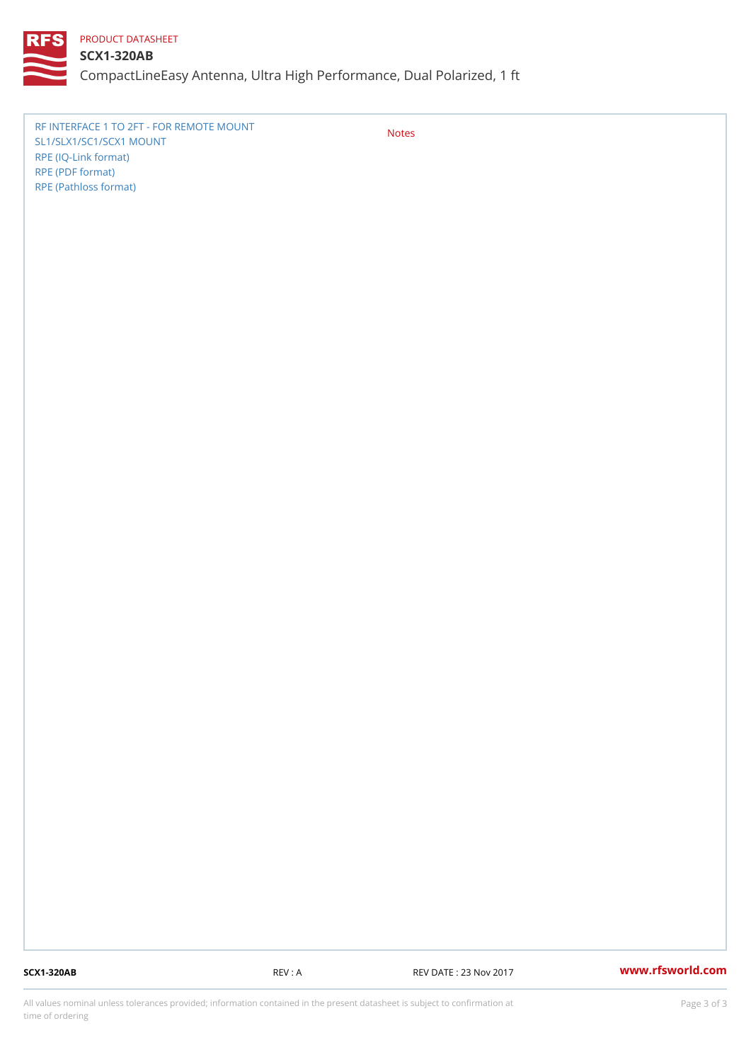RF INTERFACE 1 TO 2FT - FOR REMOTE MOUNT
SL1/SLX1/SC1/SCX1 MOUNT
RPE (IQ-Link format)
RPE (PDF format)
RPE (Pathloss format)

Notes